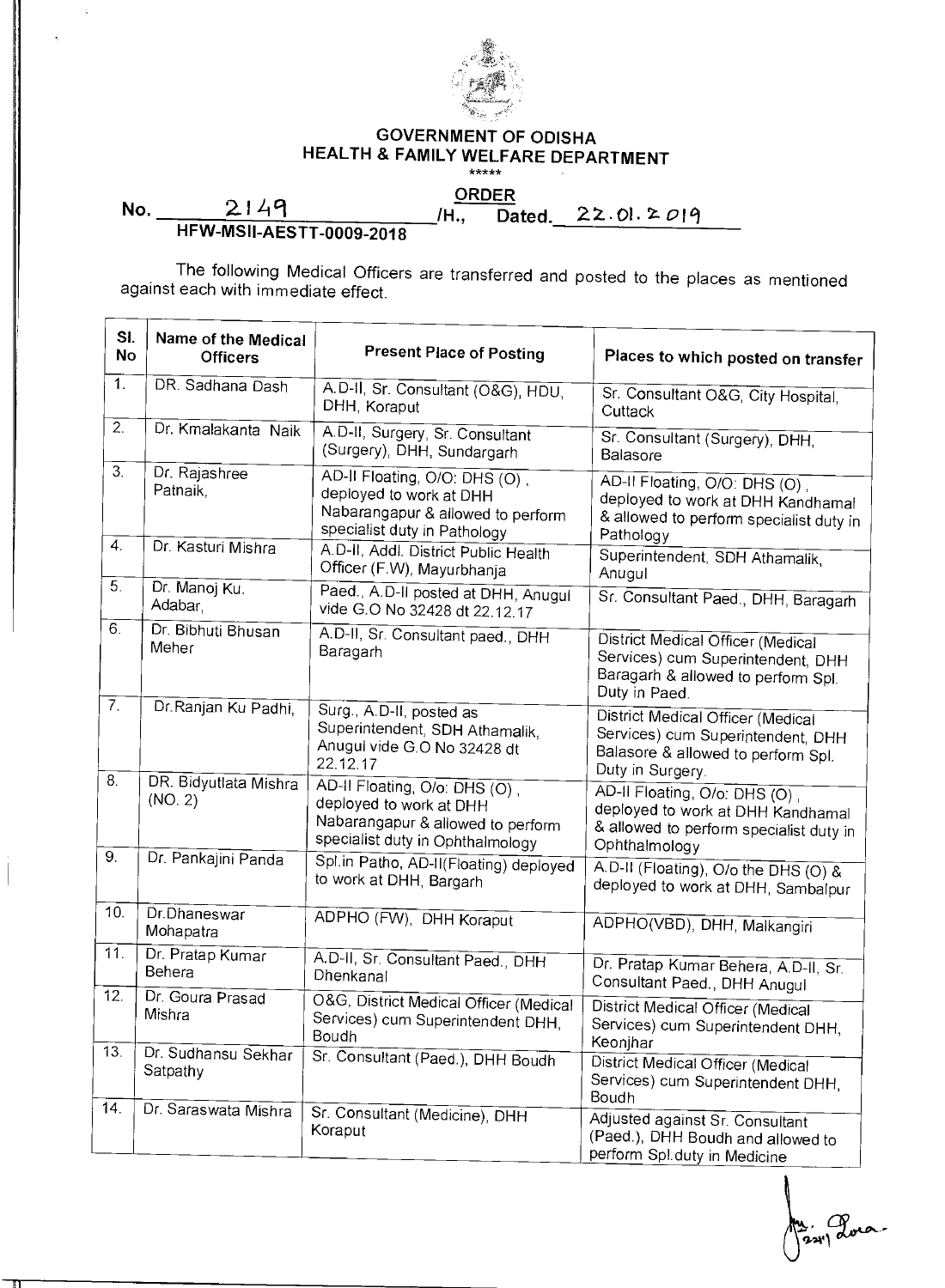# GOVERNMENT OF ODISHA
## HEALTH & FAMILY WELFARE DEPARTMENT

\*\*\*\*\*

**ORDER**

No. 2149 /H., Dated. 22.01.2019

**HFW-MSII-AESTT-0009-2018**

The following Medical Officers are transferred and posted to the places as mentioned against each with immediate effect.

| Sl. No | Name of the Medical Officers | Present Place of Posting | Places to which posted on transfer |
|---|---|---|---|
| 1. | DR. Sadhana Dash | A.D-II, Sr. Consultant (O&G), HDU, DHH, Koraput | Sr. Consultant O&G, City Hospital, Cuttack |
| 2. | Dr. Kmalakanta Naik | A.D-II, Surgery, Sr. Consultant (Surgery), DHH, Sundargarh | Sr. Consultant (Surgery), DHH, Balasore |
| 3. | Dr. Rajashree Patnaik, | AD-II Floating, O/O: DHS (O), deployed to work at DHH Nabarangapur & allowed to perform specialist duty in Pathology | AD-II Floating, O/O: DHS (O), deployed to work at DHH Kandhamal & allowed to perform specialist duty in Pathology |
| 4. | Dr. Kasturi Mishra | A.D-II, Addl. District Public Health Officer (F.W), Mayurbhanja | Superintendent, SDH Athamalik, Anugul |
| 5. | Dr. Manoj Ku. Adabar, | Paed., A.D-II posted at DHH, Anugul vide G.O No 32428 dt 22.12.17 | Sr. Consultant Paed., DHH, Baragarh |
| 6. | Dr. Bibhuti Bhusan Meher | A.D-II, Sr. Consultant paed., DHH Baragarh | District Medical Officer (Medical Services) cum Superintendent, DHH Baragarh & allowed to perform Spl. Duty in Paed. |
| 7. | Dr.Ranjan Ku Padhi, | Surg., A.D-II, posted as Superintendent, SDH Athamalik, Anugul vide G.O No 32428 dt 22.12.17 | District Medical Officer (Medical Services) cum Superintendent, DHH Balasore & allowed to perform Spl. Duty in Surgery. |
| 8. | DR. Bidyutlata Mishra (NO. 2) | AD-II Floating, O/o: DHS (O), deployed to work at DHH Nabarangapur & allowed to perform specialist duty in Ophthalmology | AD-II Floating, O/o: DHS (O), deployed to work at DHH Kandhamal & allowed to perform specialist duty in Ophthalmology |
| 9. | Dr. Pankajini Panda | Spl.in Patho, AD-II(Floating) deployed to work at DHH, Bargarh | A.D-II (Floating), O/o the DHS (O) & deployed to work at DHH, Sambalpur |
| 10. | Dr.Dhaneswar Mohapatra | ADPHO (FW), DHH Koraput | ADPHO(VBD), DHH, Malkangiri |
| 11. | Dr. Pratap Kumar Behera | A.D-II, Sr. Consultant Paed., DHH Dhenkanal | Dr. Pratap Kumar Behera, A.D-II, Sr. Consultant Paed., DHH Anugul |
| 12. | Dr. Goura Prasad Mishra | O&G, District Medical Officer (Medical Services) cum Superintendent DHH, Boudh | District Medical Officer (Medical Services) cum Superintendent DHH, Keonjhar |
| 13. | Dr. Sudhansu Sekhar Satpathy | Sr. Consultant (Paed.), DHH Boudh | District Medical Officer (Medical Services) cum Superintendent DHH, Boudh |
| 14. | Dr. Saraswata Mishra | Sr. Consultant (Medicine), DHH Koraput | Adjusted against Sr. Consultant (Paed.), DHH Boudh and allowed to perform Spl.duty in Medicine |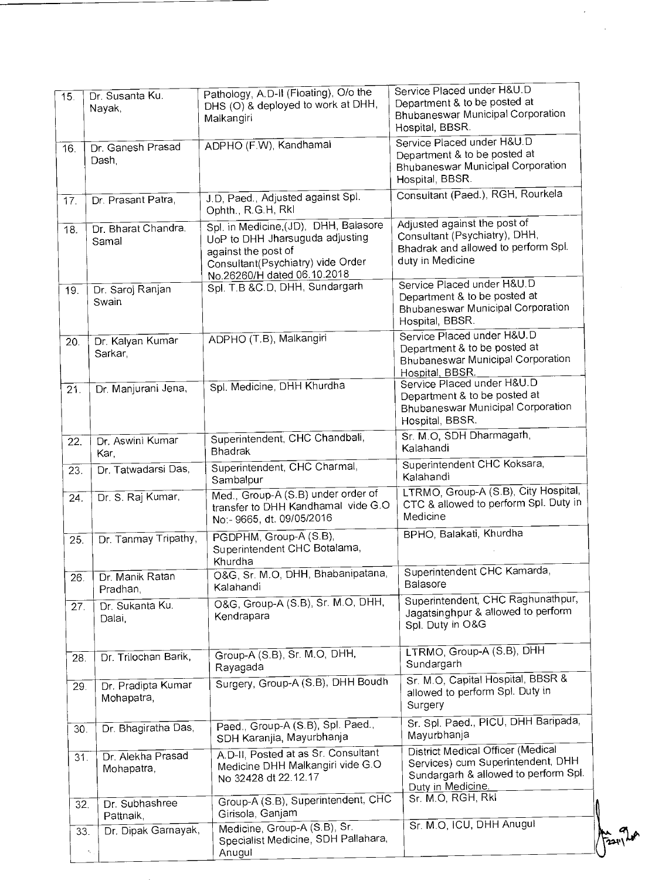| | | | |
|---|---|---|---|
| 15. | Dr. Susanta Ku. Nayak, | Pathology, A.D-II (Floating), O/o the DHS (O) & deployed to work at DHH, Malkangiri | Service Placed under H&U.D Department & to be posted at Bhubaneswar Municipal Corporation Hospital, BBSR. |
| 16. | Dr. Ganesh Prasad Dash, | ADPHO (F.W), Kandhamal | Service Placed under H&U.D Department & to be posted at Bhubaneswar Municipal Corporation Hospital, BBSR. |
| 17. | Dr. Prasant Patra, | J.D, Paed., Adjusted against Spl. Ophth., R.G.H, Rkl | Consultant (Paed.), RGH, Rourkela |
| 18. | Dr. Bharat Chandra. Samal | Spl. in Medicine,(JD), DHH, Balasore UoP to DHH Jharsuguda adjusting against the post of Consultant(Psychiatry) vide Order No.26260/H dated 06.10.2018 | Adjusted against the post of Consultant (Psychiatry), DHH, Bhadrak and allowed to perform Spl. duty in Medicine |
| 19. | Dr. Saroj Ranjan Swain | Spl. T.B &C.D, DHH, Sundargarh | Service Placed under H&U.D Department & to be posted at Bhubaneswar Municipal Corporation Hospital, BBSR. |
| 20. | Dr. Kalyan Kumar Sarkar, | ADPHO (T.B), Malkangiri | Service Placed under H&U.D Department & to be posted at Bhubaneswar Municipal Corporation Hospital, BBSR. |
| 21. | Dr. Manjurani Jena, | Spl. Medicine, DHH Khurdha | Service Placed under H&U.D Department & to be posted at Bhubaneswar Municipal Corporation Hospital, BBSR. |
| 22. | Dr. Aswini Kumar Kar, | Superintendent, CHC Chandbali, Bhadrak | Sr. M.O, SDH Dharmagarh, Kalahandi |
| 23. | Dr. Tatwadarsi Das, | Superintendent, CHC Charmal, Sambalpur | Superintendent CHC Koksara, Kalahandi |
| 24. | Dr. S. Raj Kumar, | Med., Group-A (S.B) under order of transfer to DHH Kandhamal vide G.O No:- 9665, dt. 09/05/2016 | LTRMO, Group-A (S.B), City Hospital, CTC & allowed to perform Spl. Duty in Medicine |
| 25. | Dr. Tanmay Tripathy, | PGDPHM, Group-A (S.B), Superintendent CHC Botalama, Khurdha | BPHO, Balakati, Khurdha |
| 26. | Dr. Manik Ratan Pradhan, | O&G, Sr. M.O, DHH, Bhabanipatana, Kalahandi | Superintendent CHC Kamarda, Balasore |
| 27. | Dr. Sukanta Ku. Dalai, | O&G, Group-A (S.B), Sr. M.O, DHH, Kendrapara | Superintendent, CHC Raghunathpur, Jagatsinghpur & allowed to perform Spl. Duty in O&G |
| 28. | Dr. Trilochan Barik, | Group-A (S.B), Sr. M.O, DHH, Rayagada | LTRMO, Group-A (S.B), DHH Sundargarh |
| 29. | Dr. Pradipta Kumar Mohapatra, | Surgery, Group-A (S.B), DHH Boudh | Sr. M.O, Capital Hospital, BBSR & allowed to perform Spl. Duty in Surgery |
| 30. | Dr. Bhagiratha Das, | Paed., Group-A (S.B), Spl. Paed., SDH Karanjia, Mayurbhanja | Sr. Spl. Paed., PICU, DHH Baripada, Mayurbhanja |
| 31. | Dr. Alekha Prasad Mohapatra, | A.D-II, Posted at as Sr. Consultant Medicine DHH Malkangiri vide G.O No 32428 dt 22.12.17 | District Medical Officer (Medical Services) cum Superintendent, DHH Sundargarh & allowed to perform Spl. Duty in Medicine. |
| 32. | Dr. Subhashree Pattnaik, | Group-A (S.B), Superintendent, CHC Girisola, Ganjam | Sr. M.O, RGH, Rkl |
| 33. | Dr. Dipak Garnayak, | Medicine, Group-A (S.B), Sr. Specialist Medicine, SDH Pallahara, Anugul | Sr. M.O, ICU, DHH Anugul |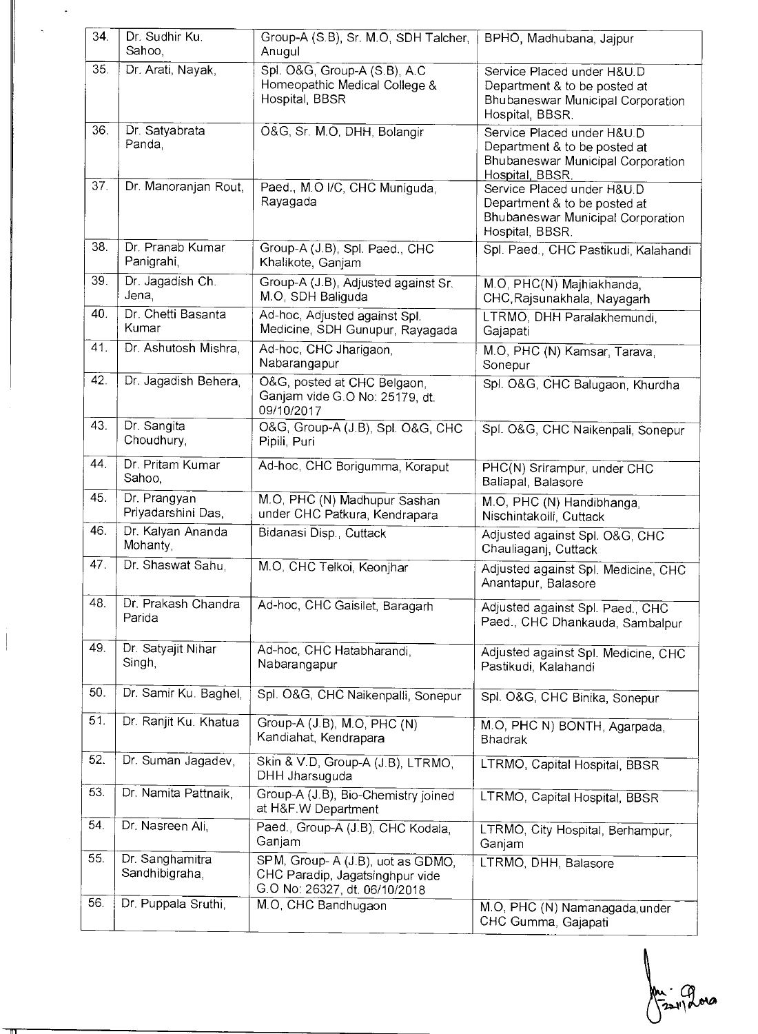| 34. | Dr. Sudhir Ku. Sahoo, | Group-A (S.B), Sr. M.O, SDH Talcher, Anugul | BPHO, Madhubana, Jajpur |
|---|---|---|---|
| 35. | Dr. Arati, Nayak, | Spl. O&G, Group-A (S.B), A.C Homeopathic Medical College & Hospital, BBSR | Service Placed under H&U.D Department & to be posted at Bhubaneswar Municipal Corporation Hospital, BBSR. |
| 36. | Dr. Satyabrata Panda, | O&G, Sr. M.O, DHH, Bolangir | Service Placed under H&U.D Department & to be posted at Bhubaneswar Municipal Corporation Hospital, BBSR. |
| 37. | Dr. Manoranjan Rout, | Paed., M.O I/C, CHC Muniguda, Rayagada | Service Placed under H&U.D Department & to be posted at Bhubaneswar Municipal Corporation Hospital, BBSR. |
| 38. | Dr. Pranab Kumar Panigrahi, | Group-A (J.B), Spl. Paed., CHC Khalikote, Ganjam | Spl. Paed., CHC Pastikudi, Kalahandi |
| 39. | Dr. Jagadish Ch. Jena, | Group-A (J.B), Adjusted against Sr. M.O, SDH Baliguda | M.O, PHC(N) Majhiakhanda, CHC,Rajsunakhala, Nayagarh |
| 40. | Dr. Chetti Basanta Kumar | Ad-hoc, Adjusted against Spl. Medicine, SDH Gunupur, Rayagada | LTRMO, DHH Paralakhemundi, Gajapati |
| 41. | Dr. Ashutosh Mishra, | Ad-hoc, CHC Jharigaon, Nabarangapur | M.O, PHC (N) Kamsar, Tarava, Sonepur |
| 42. | Dr. Jagadish Behera, | O&G, posted at CHC Belgaon, Ganjam vide G.O No: 25179, dt. 09/10/2017 | Spl. O&G, CHC Balugaon, Khurdha |
| 43. | Dr. Sangita Choudhury, | O&G, Group-A (J.B), Spl. O&G, CHC Pipili, Puri | Spl. O&G, CHC Naikenpali, Sonepur |
| 44. | Dr. Pritam Kumar Sahoo, | Ad-hoc, CHC Borigumma, Koraput | PHC(N) Srirampur, under CHC Baliapal, Balasore |
| 45. | Dr. Prangyan Priyadarshini Das, | M.O, PHC (N) Madhupur Sashan under CHC Patkura, Kendrapara | M.O, PHC (N) Handibhanga, Nischintakoili, Cuttack |
| 46. | Dr. Kalyan Ananda Mohanty, | Bidanasi Disp., Cuttack | Adjusted against Spl. O&G, CHC Chauliaganj, Cuttack |
| 47. | Dr. Shaswat Sahu, | M.O, CHC Telkoi, Keonjhar | Adjusted against Spl. Medicine, CHC Anantapur, Balasore |
| 48. | Dr. Prakash Chandra Parida | Ad-hoc, CHC Gaisilet, Baragarh | Adjusted against Spl. Paed., CHC Paed., CHC Dhankauda, Sambalpur |
| 49. | Dr. Satyajit Nihar Singh, | Ad-hoc, CHC Hatabharandi, Nabarangapur | Adjusted against Spl. Medicine, CHC Pastikudi, Kalahandi |
| 50. | Dr. Samir Ku. Baghel, | Spl. O&G, CHC Naikenpalli, Sonepur | Spl. O&G, CHC Binika, Sonepur |
| 51. | Dr. Ranjit Ku. Khatua | Group-A (J.B), M.O, PHC (N) Kandiahat, Kendrapara | M.O, PHC N) BONTH, Agarpada, Bhadrak |
| 52. | Dr. Suman Jagadev, | Skin & V.D, Group-A (J.B), LTRMO, DHH Jharsuguda | LTRMO, Capital Hospital, BBSR |
| 53. | Dr. Namita Pattnaik, | Group-A (J.B), Bio-Chemistry joined at H&F.W Department | LTRMO, Capital Hospital, BBSR |
| 54. | Dr. Nasreen Ali, | Paed., Group-A (J.B), CHC Kodala, Ganjam | LTRMO, City Hospital, Berhampur, Ganjam |
| 55. | Dr. Sanghamitra Sandhibigraha, | SPM, Group- A (J.B), uot as GDMO, CHC Paradip, Jagatsinghpur vide G.O No: 26327, dt. 06/10/2018 | LTRMO, DHH, Balasore |
| 56. | Dr. Puppala Sruthi, | M.O, CHC Bandhugaon | M.O, PHC (N) Namanagada,under CHC Gumma, Gajapati |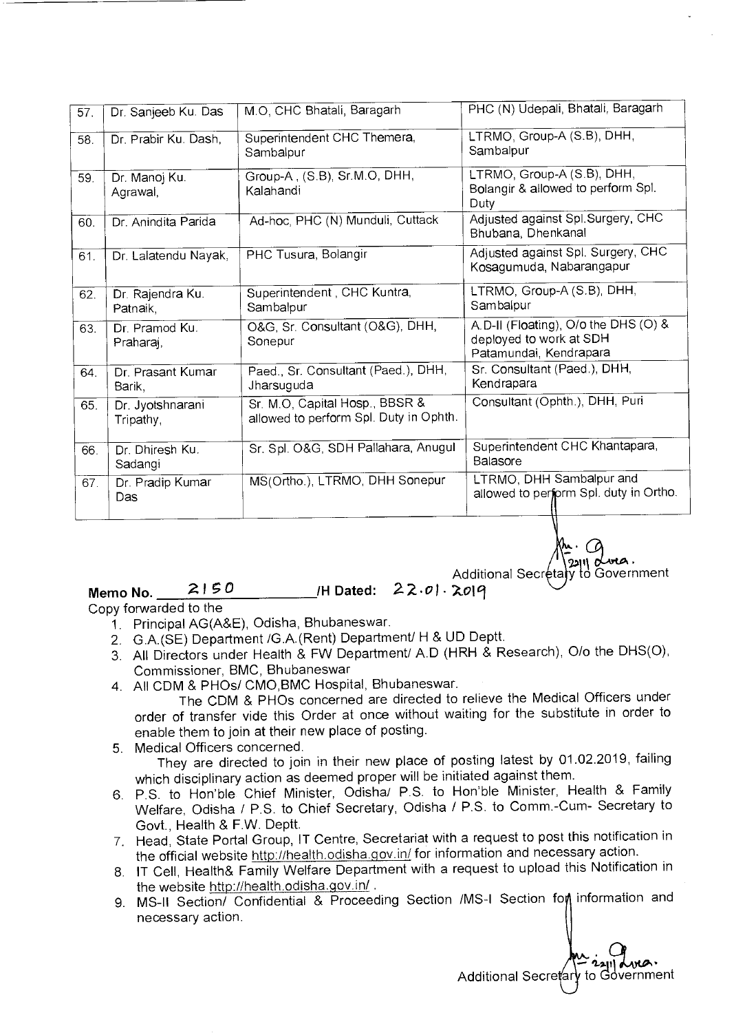| | | | |
|---|---|---|---|
| 57. | Dr. Sanjeeb Ku. Das | M.O, CHC Bhatali, Baragarh | PHC (N) Udepali, Bhatali, Baragarh |
| 58. | Dr. Prabir Ku. Dash, | Superintendent CHC Themera, Sambalpur | LTRMO, Group-A (S.B), DHH, Sambalpur |
| 59. | Dr. Manoj Ku. Agrawal, | Group-A , (S.B), Sr.M.O, DHH, Kalahandi | LTRMO, Group-A (S.B), DHH, Bolangir & allowed to perform Spl. Duty |
| 60. | Dr. Anindita Parida | Ad-hoc, PHC (N) Munduli, Cuttack | Adjusted against Spl.Surgery, CHC Bhubana, Dhenkanal |
| 61. | Dr. Lalatendu Nayak, | PHC Tusura, Bolangir | Adjusted against Spl. Surgery, CHC Kosagumuda, Nabarangapur |
| 62. | Dr. Rajendra Ku. Patnaik, | Superintendent , CHC Kuntra, Sambalpur | LTRMO, Group-A (S.B), DHH, Sambalpur |
| 63. | Dr. Pramod Ku. Praharaj, | O&G, Sr. Consultant (O&G), DHH, Sonepur | A.D-II (Floating), O/o the DHS (O) & deployed to work at SDH Patamundai, Kendrapara |
| 64. | Dr. Prasant Kumar Barik, | Paed., Sr. Consultant (Paed.), DHH, Jharsuguda | Sr. Consultant (Paed.), DHH, Kendrapara |
| 65. | Dr. Jyotshnarani Tripathy, | Sr. M.O, Capital Hosp., BBSR & allowed to perform Spl. Duty in Ophth. | Consultant (Ophth.), DHH, Puri |
| 66. | Dr. Dhiresh Ku. Sadangi | Sr. Spl. O&G, SDH Pallahara, Anugul | Superintendent CHC Khantapara, Balasore |
| 67. | Dr. Pradip Kumar Das | MS(Ortho.), LTRMO, DHH Sonepur | LTRMO, DHH Sambalpur and allowed to perform Spl. duty in Ortho. |

22/1 Additional Secretary to Government

**Memo No.** 2150 /H **Dated:** 22.01.2019

Copy forwarded to the

1. Principal AG(A&E), Odisha, Bhubaneswar.
2. G.A.(SE) Department /G.A.(Rent) Department/ H & UD Deptt.
3. All Directors under Health & FW Department/ A.D (HRH & Research), O/o the DHS(O), Commissioner, BMC, Bhubaneswar
4. All CDM & PHOs/ CMO,BMC Hospital, Bhubaneswar.
   The CDM & PHOs concerned are directed to relieve the Medical Officers under order of transfer vide this Order at once without waiting for the substitute in order to enable them to join at their new place of posting.
5. Medical Officers concerned.
   They are directed to join in their new place of posting latest by 01.02.2019, failing which disciplinary action as deemed proper will be initiated against them.
6. P.S. to Hon'ble Chief Minister, Odisha/ P.S. to Hon'ble Minister, Health & Family Welfare, Odisha / P.S. to Chief Secretary, Odisha / P.S. to Comm.-Cum- Secretary to Govt., Health & F.W. Deptt.
7. Head, State Portal Group, IT Centre, Secretariat with a request to post this notification in the official website http://health.odisha.gov.in/ for information and necessary action.
8. IT Cell, Health& Family Welfare Department with a request to upload this Notification in the website http://health.odisha.gov.in/ .
9. MS-II Section/ Confidential & Proceeding Section /MS-I Section for information and necessary action.

22/1 Additional Secretary to Government